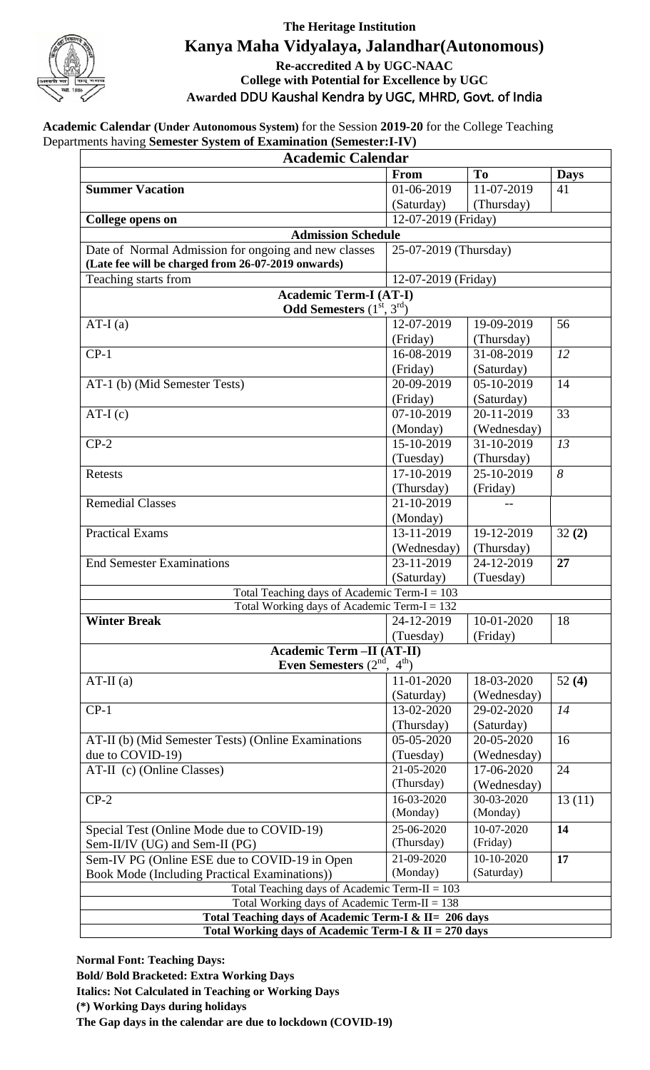# The Heritage Institution

## Kanya Maha Vidyalaya, Jalandhar(Autonomous)

**Re-accredited A by UGC-NAAC**
**College with Potential for Excellence by UGC**
**Awarded DDU Kaushal Kendra by UGC, MHRD, Govt. of India**

**Academic Calendar (Under Autonomous System)** for the Session **2019-20** for the College Teaching Departments having **Semester System of Examination (Semester:I-IV)**

| **Academic Calendar** | | | |
|---|---|---|---|
| | **From** | **To** | **Days** |
| **Summer Vacation** | 01-06-2019 (Saturday) | 11-07-2019 (Thursday) | 41 |
| **College opens on** | 12-07-2019 (Friday) | | |
| **Admission Schedule** | | | |
| Date of Normal Admission for ongoing and new classes **(Late fee will be charged from 26-07-2019 onwards)** | 25-07-2019 (Thursday) | | |
| Teaching starts from | 12-07-2019 (Friday) | | |
| **Academic Term-I (AT-I) Odd Semesters (1st, 3rd)** | | | |
| AT-I (a) | 12-07-2019 (Friday) | 19-09-2019 (Thursday) | 56 |
| CP-1 | 16-08-2019 (Friday) | 31-08-2019 (Saturday) | *12* |
| AT-1 (b) (Mid Semester Tests) | 20-09-2019 (Friday) | 05-10-2019 (Saturday) | 14 |
| AT-I (c) | 07-10-2019 (Monday) | 20-11-2019 (Wednesday) | 33 |
| CP-2 | 15-10-2019 (Tuesday) | 31-10-2019 (Thursday) | *13* |
| Retests | 17-10-2019 (Thursday) | 25-10-2019 (Friday) | *8* |
| Remedial Classes | 21-10-2019 (Monday) | -- | |
| Practical Exams | 13-11-2019 (Wednesday) | 19-12-2019 (Thursday) | 32 **(2)** |
| End Semester Examinations | 23-11-2019 (Saturday) | 24-12-2019 (Tuesday) | **27** |
| Total Teaching days of Academic Term-I = 103 | | | |
| Total Working days of Academic Term-I = 132 | | | |
| **Winter Break** | 24-12-2019 (Tuesday) | 10-01-2020 (Friday) | 18 |
| **Academic Term –II (AT-II) Even Semesters (2nd, 4th)** | | | |
| AT-II (a) | 11-01-2020 (Saturday) | 18-03-2020 (Wednesday) | 52 **(4)** |
| CP-1 | 13-02-2020 (Thursday) | 29-02-2020 (Saturday) | *14* |
| AT-II (b) (Mid Semester Tests) (Online Examinations due to COVID-19) | 05-05-2020 (Tuesday) | 20-05-2020 (Wednesday) | 16 |
| AT-II (c) (Online Classes) | 21-05-2020 (Thursday) | 17-06-2020 (Wednesday) | 24 |
| CP-2 | 16-03-2020 (Monday) | 30-03-2020 (Monday) | 13 (11) |
| Special Test (Online Mode due to COVID-19) Sem-II/IV (UG) and Sem-II (PG) | 25-06-2020 (Thursday) | 10-07-2020 (Friday) | **14** |
| Sem-IV PG (Online ESE due to COVID-19 in Open Book Mode (Including Practical Examinations)) | 21-09-2020 (Monday) | 10-10-2020 (Saturday) | **17** |
| Total Teaching days of Academic Term-II = 103 | | | |
| Total Working days of Academic Term-II = 138 | | | |
| **Total Teaching days of Academic Term-I & II= 206 days** | | | |
| **Total Working days of Academic Term-I & II = 270 days** | | | |

**Normal Font: Teaching Days:**

**Bold/ Bold Bracketed: Extra Working Days**

**Italics: Not Calculated in Teaching or Working Days**

**(*) Working Days during holidays**

**The Gap days in the calendar are due to lockdown (COVID-19)**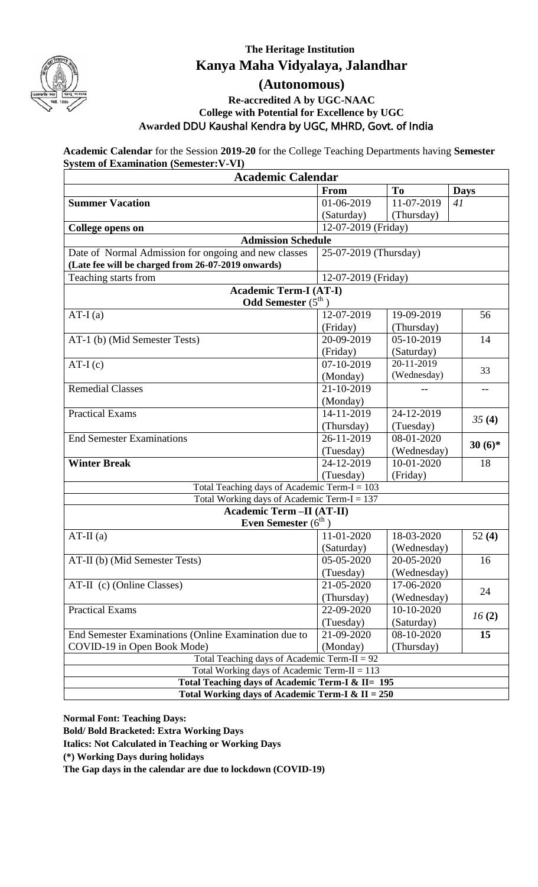**The Heritage Institution**

# Kanya Maha Vidyalaya, Jalandhar

## (Autonomous)

**Re-accredited A by UGC-NAAC**
**College with Potential for Excellence by UGC**
**Awarded DDU Kaushal Kendra by UGC, MHRD, Govt. of India**

**Academic Calendar** for the Session **2019-20** for the College Teaching Departments having **Semester System of Examination (Semester:V-VI)**

| **Academic Calendar** | | | |
|---|---|---|---|
| | **From** | **To** | **Days** |
| **Summer Vacation** | 01-06-2019 (Saturday) | 11-07-2019 (Thursday) | *41* |
| **College opens on** | 12-07-2019 (Friday) | | |
| **Admission Schedule** | | | |
| Date of Normal Admission for ongoing and new classes **(Late fee will be charged from 26-07-2019 onwards)** | 25-07-2019 (Thursday) | | |
| Teaching starts from | 12-07-2019 (Friday) | | |
| **Academic Term-I (AT-I)** **Odd Semester** (5th) | | | |
| AT-I (a) | 12-07-2019 (Friday) | 19-09-2019 (Thursday) | 56 |
| AT-1 (b) (Mid Semester Tests) | 20-09-2019 (Friday) | 05-10-2019 (Saturday) | 14 |
| AT-I (c) | 07-10-2019 (Monday) | 20-11-2019 (Wednesday) | 33 |
| Remedial Classes | 21-10-2019 (Monday) | -- | -- |
| Practical Exams | 14-11-2019 (Thursday) | 24-12-2019 (Tuesday) | *35* **(4)** |
| End Semester Examinations | 26-11-2019 (Tuesday) | 08-01-2020 (Wednesday) | **30 (6)*** |
| **Winter Break** | 24-12-2019 (Tuesday) | 10-01-2020 (Friday) | 18 |
| Total Teaching days of Academic Term-I = 103 | | | |
| Total Working days of Academic Term-I = 137 | | | |
| **Academic Term –II (AT-II)** **Even Semester** (6th) | | | |
| AT-II (a) | 11-01-2020 (Saturday) | 18-03-2020 (Wednesday) | 52 **(4)** |
| AT-II (b) (Mid Semester Tests) | 05-05-2020 (Tuesday) | 20-05-2020 (Wednesday) | 16 |
| AT-II (c) (Online Classes) | 21-05-2020 (Thursday) | 17-06-2020 (Wednesday) | 24 |
| Practical Exams | 22-09-2020 (Tuesday) | 10-10-2020 (Saturday) | *16* **(2)** |
| End Semester Examinations (Online Examination due to COVID-19 in Open Book Mode) | 21-09-2020 (Monday) | 08-10-2020 (Thursday) | **15** |
| Total Teaching days of Academic Term-II = 92 | | | |
| Total Working days of Academic Term-II = 113 | | | |
| **Total Teaching days of Academic Term-I & II= 195** | | | |
| **Total Working days of Academic Term-I & II = 250** | | | |

**Normal Font: Teaching Days:**
**Bold/ Bold Bracketed: Extra Working Days**
**Italics: Not Calculated in Teaching or Working Days**
**(*) Working Days during holidays**
**The Gap days in the calendar are due to lockdown (COVID-19)**